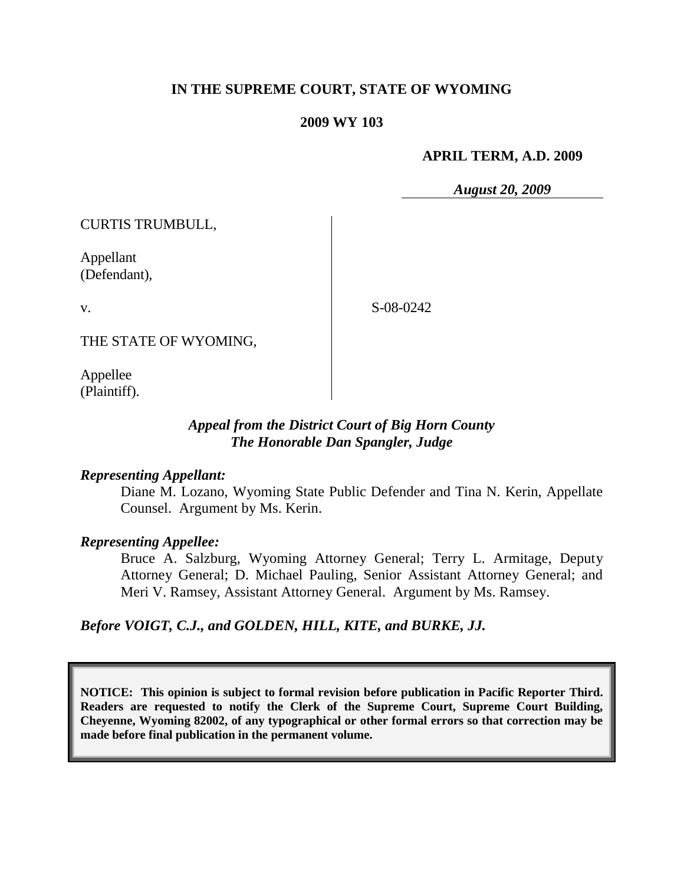**IN THE SUPREME COURT, STATE OF WYOMING**

**2009 WY 103**

**APRIL TERM, A.D. 2009**

***August 20, 2009***

CURTIS TRUMBULL,

Appellant
(Defendant),

v.

THE STATE OF WYOMING,

Appellee
(Plaintiff).

S-08-0242

***Appeal from the District Court of Big Horn County***
***The Honorable Dan Spangler, Judge***

***Representing Appellant:***

Diane M. Lozano, Wyoming State Public Defender and Tina N. Kerin, Appellate Counsel. Argument by Ms. Kerin.

***Representing Appellee:***

Bruce A. Salzburg, Wyoming Attorney General; Terry L. Armitage, Deputy Attorney General; D. Michael Pauling, Senior Assistant Attorney General; and Meri V. Ramsey, Assistant Attorney General. Argument by Ms. Ramsey.

***Before VOIGT, C.J., and GOLDEN, HILL, KITE, and BURKE, JJ.***

**NOTICE: This opinion is subject to formal revision before publication in Pacific Reporter Third. Readers are requested to notify the Clerk of the Supreme Court, Supreme Court Building, Cheyenne, Wyoming 82002, of any typographical or other formal errors so that correction may be made before final publication in the permanent volume.**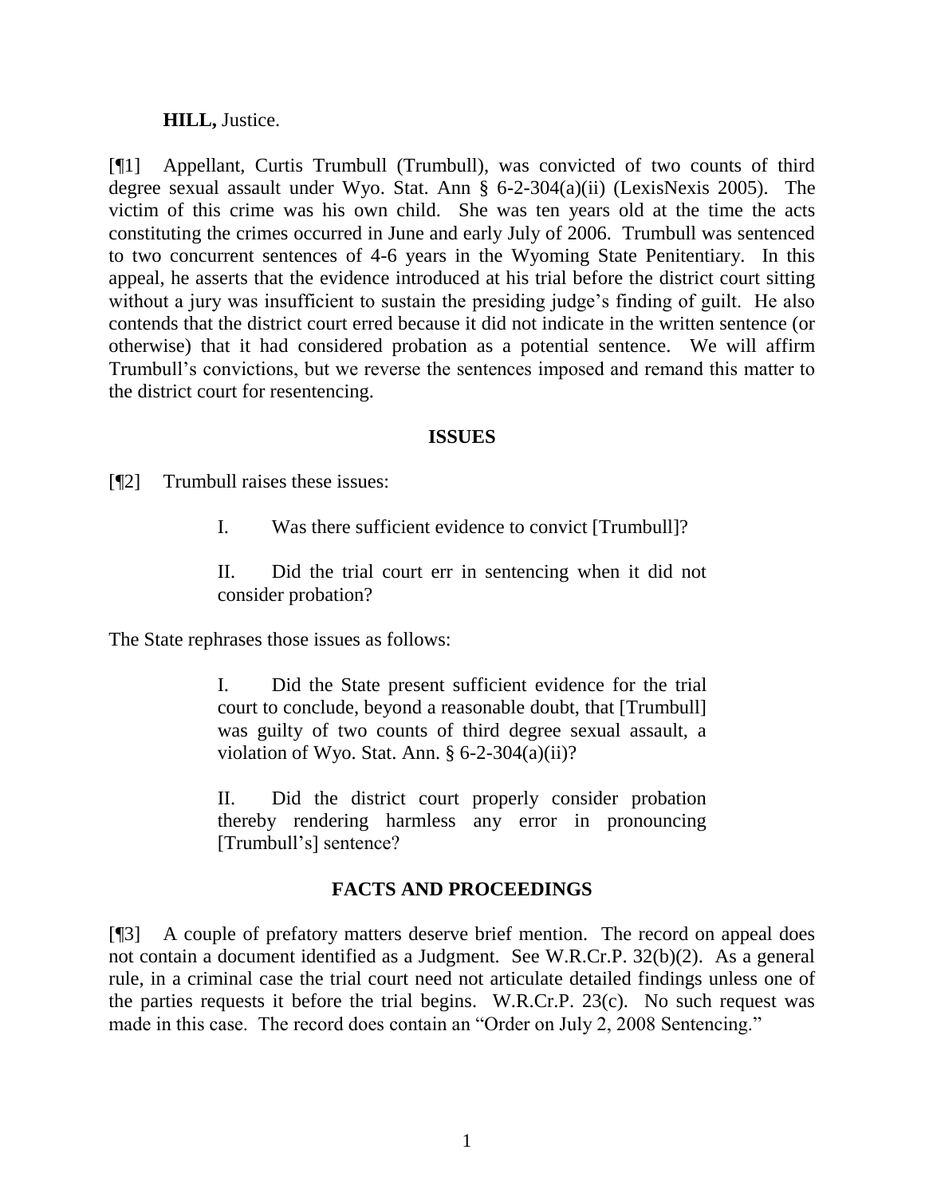**HILL,** Justice.

[¶1] Appellant, Curtis Trumbull (Trumbull), was convicted of two counts of third degree sexual assault under Wyo. Stat. Ann § 6-2-304(a)(ii) (LexisNexis 2005). The victim of this crime was his own child. She was ten years old at the time the acts constituting the crimes occurred in June and early July of 2006. Trumbull was sentenced to two concurrent sentences of 4-6 years in the Wyoming State Penitentiary. In this appeal, he asserts that the evidence introduced at his trial before the district court sitting without a jury was insufficient to sustain the presiding judge's finding of guilt. He also contends that the district court erred because it did not indicate in the written sentence (or otherwise) that it had considered probation as a potential sentence. We will affirm Trumbull's convictions, but we reverse the sentences imposed and remand this matter to the district court for resentencing.

## ISSUES

[¶2] Trumbull raises these issues:

> I. Was there sufficient evidence to convict [Trumbull]?
>
> II. Did the trial court err in sentencing when it did not consider probation?

The State rephrases those issues as follows:

> I. Did the State present sufficient evidence for the trial court to conclude, beyond a reasonable doubt, that [Trumbull] was guilty of two counts of third degree sexual assault, a violation of Wyo. Stat. Ann. § 6-2-304(a)(ii)?
>
> II. Did the district court properly consider probation thereby rendering harmless any error in pronouncing [Trumbull's] sentence?

## FACTS AND PROCEEDINGS

[¶3] A couple of prefatory matters deserve brief mention. The record on appeal does not contain a document identified as a Judgment. See W.R.Cr.P. 32(b)(2). As a general rule, in a criminal case the trial court need not articulate detailed findings unless one of the parties requests it before the trial begins. W.R.Cr.P. 23(c). No such request was made in this case. The record does contain an "Order on July 2, 2008 Sentencing."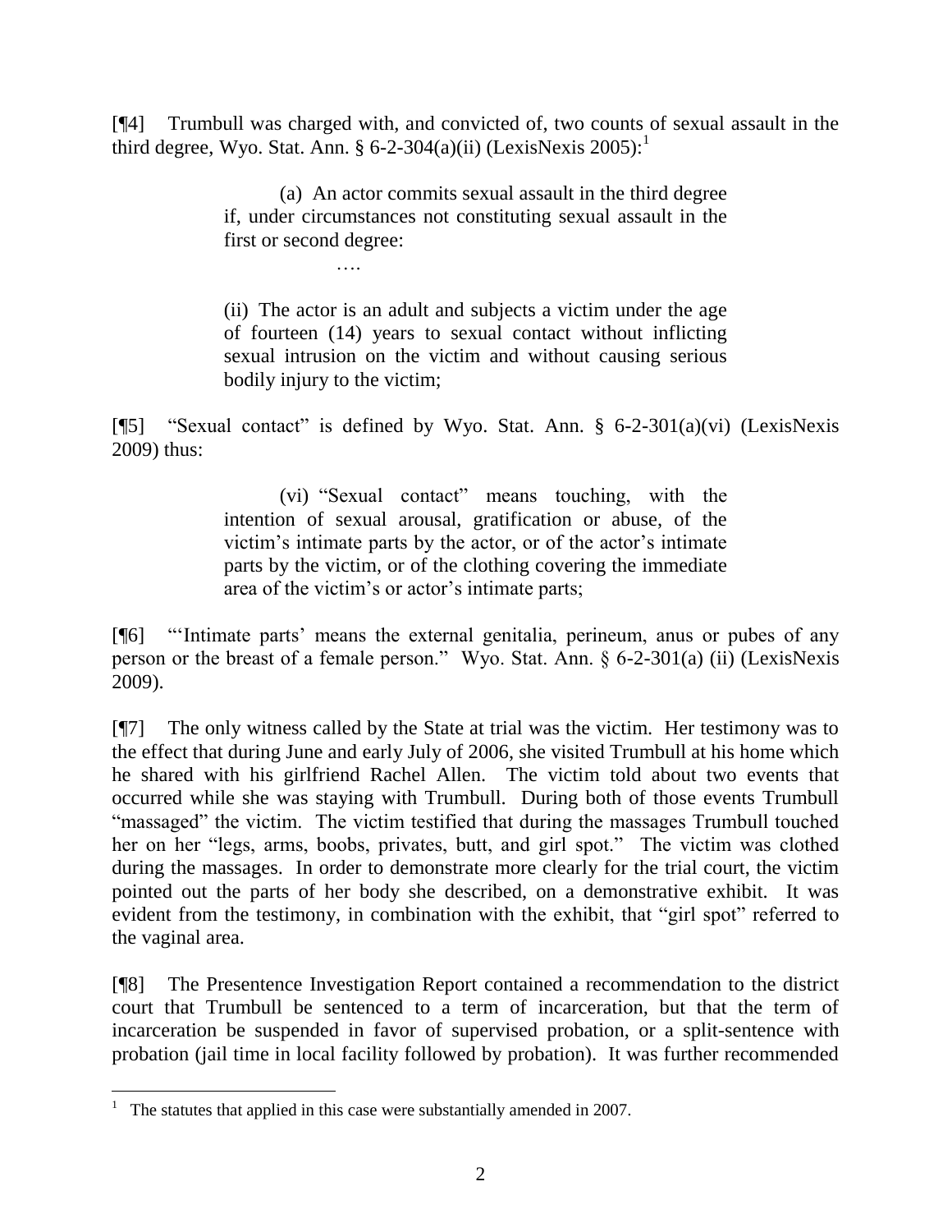[¶4] Trumbull was charged with, and convicted of, two counts of sexual assault in the third degree, Wyo. Stat. Ann. § 6-2-304(a)(ii) (LexisNexis 2005):[1]

> (a) An actor commits sexual assault in the third degree if, under circumstances not constituting sexual assault in the first or second degree:
>
> ….
>
> (ii) The actor is an adult and subjects a victim under the age of fourteen (14) years to sexual contact without inflicting sexual intrusion on the victim and without causing serious bodily injury to the victim;

[¶5] "Sexual contact" is defined by Wyo. Stat. Ann. § 6-2-301(a)(vi) (LexisNexis 2009) thus:

> (vi) "Sexual contact" means touching, with the intention of sexual arousal, gratification or abuse, of the victim's intimate parts by the actor, or of the actor's intimate parts by the victim, or of the clothing covering the immediate area of the victim's or actor's intimate parts;

[¶6] "'Intimate parts' means the external genitalia, perineum, anus or pubes of any person or the breast of a female person." Wyo. Stat. Ann. § 6-2-301(a) (ii) (LexisNexis 2009).

[¶7] The only witness called by the State at trial was the victim. Her testimony was to the effect that during June and early July of 2006, she visited Trumbull at his home which he shared with his girlfriend Rachel Allen. The victim told about two events that occurred while she was staying with Trumbull. During both of those events Trumbull "massaged" the victim. The victim testified that during the massages Trumbull touched her on her "legs, arms, boobs, privates, butt, and girl spot." The victim was clothed during the massages. In order to demonstrate more clearly for the trial court, the victim pointed out the parts of her body she described, on a demonstrative exhibit. It was evident from the testimony, in combination with the exhibit, that "girl spot" referred to the vaginal area.

[¶8] The Presentence Investigation Report contained a recommendation to the district court that Trumbull be sentenced to a term of incarceration, but that the term of incarceration be suspended in favor of supervised probation, or a split-sentence with probation (jail time in local facility followed by probation). It was further recommended

---

[1] The statutes that applied in this case were substantially amended in 2007.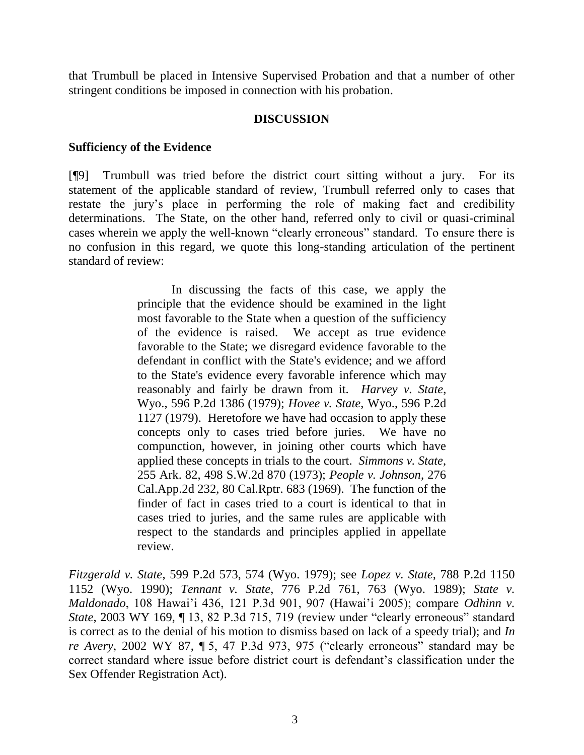that Trumbull be placed in Intensive Supervised Probation and that a number of other stringent conditions be imposed in connection with his probation.

## DISCUSSION

### Sufficiency of the Evidence

[¶9] Trumbull was tried before the district court sitting without a jury. For its statement of the applicable standard of review, Trumbull referred only to cases that restate the jury's place in performing the role of making fact and credibility determinations. The State, on the other hand, referred only to civil or quasi-criminal cases wherein we apply the well-known "clearly erroneous" standard. To ensure there is no confusion in this regard, we quote this long-standing articulation of the pertinent standard of review:

> In discussing the facts of this case, we apply the principle that the evidence should be examined in the light most favorable to the State when a question of the sufficiency of the evidence is raised. We accept as true evidence favorable to the State; we disregard evidence favorable to the defendant in conflict with the State's evidence; and we afford to the State's evidence every favorable inference which may reasonably and fairly be drawn from it. *Harvey v. State*, Wyo., 596 P.2d 1386 (1979); *Hovee v. State*, Wyo., 596 P.2d 1127 (1979). Heretofore we have had occasion to apply these concepts only to cases tried before juries. We have no compunction, however, in joining other courts which have applied these concepts in trials to the court. *Simmons v. State*, 255 Ark. 82, 498 S.W.2d 870 (1973); *People v. Johnson*, 276 Cal.App.2d 232, 80 Cal.Rptr. 683 (1969). The function of the finder of fact in cases tried to a court is identical to that in cases tried to juries, and the same rules are applicable with respect to the standards and principles applied in appellate review.

*Fitzgerald v. State*, 599 P.2d 573, 574 (Wyo. 1979); see *Lopez v. State*, 788 P.2d 1150 1152 (Wyo. 1990); *Tennant v. State*, 776 P.2d 761, 763 (Wyo. 1989); *State v. Maldonado*, 108 Hawai'i 436, 121 P.3d 901, 907 (Hawai'i 2005); compare *Odhinn v. State*, 2003 WY 169, ¶ 13, 82 P.3d 715, 719 (review under "clearly erroneous" standard is correct as to the denial of his motion to dismiss based on lack of a speedy trial); and *In re Avery*, 2002 WY 87, ¶ 5, 47 P.3d 973, 975 ("clearly erroneous" standard may be correct standard where issue before district court is defendant's classification under the Sex Offender Registration Act).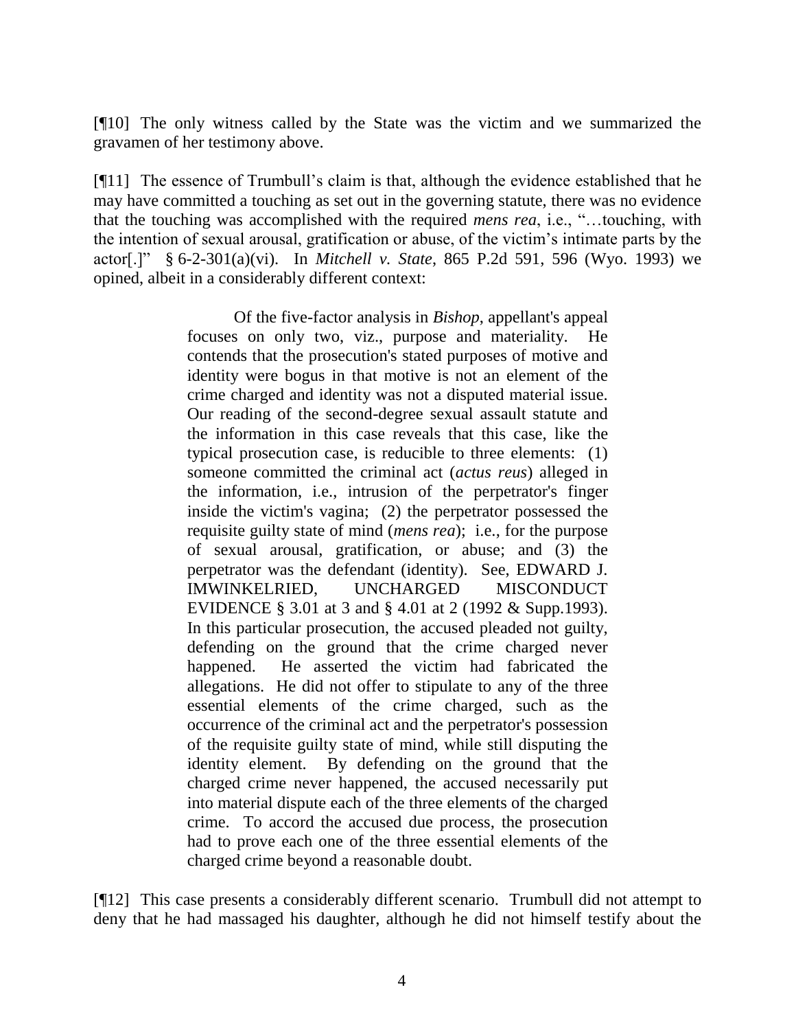[¶10] The only witness called by the State was the victim and we summarized the gravamen of her testimony above.

[¶11] The essence of Trumbull's claim is that, although the evidence established that he may have committed a touching as set out in the governing statute, there was no evidence that the touching was accomplished with the required *mens rea*, i.e., "…touching, with the intention of sexual arousal, gratification or abuse, of the victim's intimate parts by the actor[.]" § 6-2-301(a)(vi). In *Mitchell v. State*, 865 P.2d 591, 596 (Wyo. 1993) we opined, albeit in a considerably different context:

> Of the five-factor analysis in *Bishop*, appellant's appeal focuses on only two, viz., purpose and materiality. He contends that the prosecution's stated purposes of motive and identity were bogus in that motive is not an element of the crime charged and identity was not a disputed material issue. Our reading of the second-degree sexual assault statute and the information in this case reveals that this case, like the typical prosecution case, is reducible to three elements: (1) someone committed the criminal act (*actus reus*) alleged in the information, i.e., intrusion of the perpetrator's finger inside the victim's vagina; (2) the perpetrator possessed the requisite guilty state of mind (*mens rea*); i.e., for the purpose of sexual arousal, gratification, or abuse; and (3) the perpetrator was the defendant (identity). See, EDWARD J. IMWINKELRIED, UNCHARGED MISCONDUCT EVIDENCE § 3.01 at 3 and § 4.01 at 2 (1992 & Supp.1993). In this particular prosecution, the accused pleaded not guilty, defending on the ground that the crime charged never happened. He asserted the victim had fabricated the allegations. He did not offer to stipulate to any of the three essential elements of the crime charged, such as the occurrence of the criminal act and the perpetrator's possession of the requisite guilty state of mind, while still disputing the identity element. By defending on the ground that the charged crime never happened, the accused necessarily put into material dispute each of the three elements of the charged crime. To accord the accused due process, the prosecution had to prove each one of the three essential elements of the charged crime beyond a reasonable doubt.

[¶12] This case presents a considerably different scenario. Trumbull did not attempt to deny that he had massaged his daughter, although he did not himself testify about the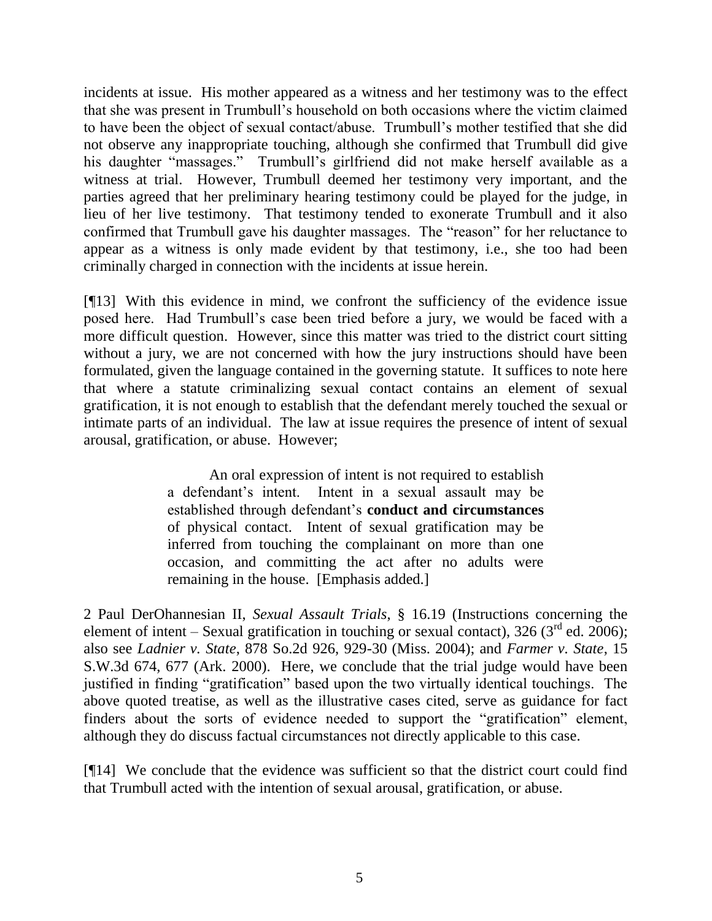incidents at issue. His mother appeared as a witness and her testimony was to the effect that she was present in Trumbull's household on both occasions where the victim claimed to have been the object of sexual contact/abuse. Trumbull's mother testified that she did not observe any inappropriate touching, although she confirmed that Trumbull did give his daughter "massages." Trumbull's girlfriend did not make herself available as a witness at trial. However, Trumbull deemed her testimony very important, and the parties agreed that her preliminary hearing testimony could be played for the judge, in lieu of her live testimony. That testimony tended to exonerate Trumbull and it also confirmed that Trumbull gave his daughter massages. The "reason" for her reluctance to appear as a witness is only made evident by that testimony, i.e., she too had been criminally charged in connection with the incidents at issue herein.

[¶13] With this evidence in mind, we confront the sufficiency of the evidence issue posed here. Had Trumbull's case been tried before a jury, we would be faced with a more difficult question. However, since this matter was tried to the district court sitting without a jury, we are not concerned with how the jury instructions should have been formulated, given the language contained in the governing statute. It suffices to note here that where a statute criminalizing sexual contact contains an element of sexual gratification, it is not enough to establish that the defendant merely touched the sexual or intimate parts of an individual. The law at issue requires the presence of intent of sexual arousal, gratification, or abuse. However;

> An oral expression of intent is not required to establish a defendant's intent. Intent in a sexual assault may be established through defendant's **conduct and circumstances** of physical contact. Intent of sexual gratification may be inferred from touching the complainant on more than one occasion, and committing the act after no adults were remaining in the house. [Emphasis added.]

2 Paul DerOhannesian II, *Sexual Assault Trials*, § 16.19 (Instructions concerning the element of intent – Sexual gratification in touching or sexual contact), 326 (3rd ed. 2006); also see *Ladnier v. State*, 878 So.2d 926, 929-30 (Miss. 2004); and *Farmer v. State*, 15 S.W.3d 674, 677 (Ark. 2000). Here, we conclude that the trial judge would have been justified in finding "gratification" based upon the two virtually identical touchings. The above quoted treatise, as well as the illustrative cases cited, serve as guidance for fact finders about the sorts of evidence needed to support the "gratification" element, although they do discuss factual circumstances not directly applicable to this case.

[¶14] We conclude that the evidence was sufficient so that the district court could find that Trumbull acted with the intention of sexual arousal, gratification, or abuse.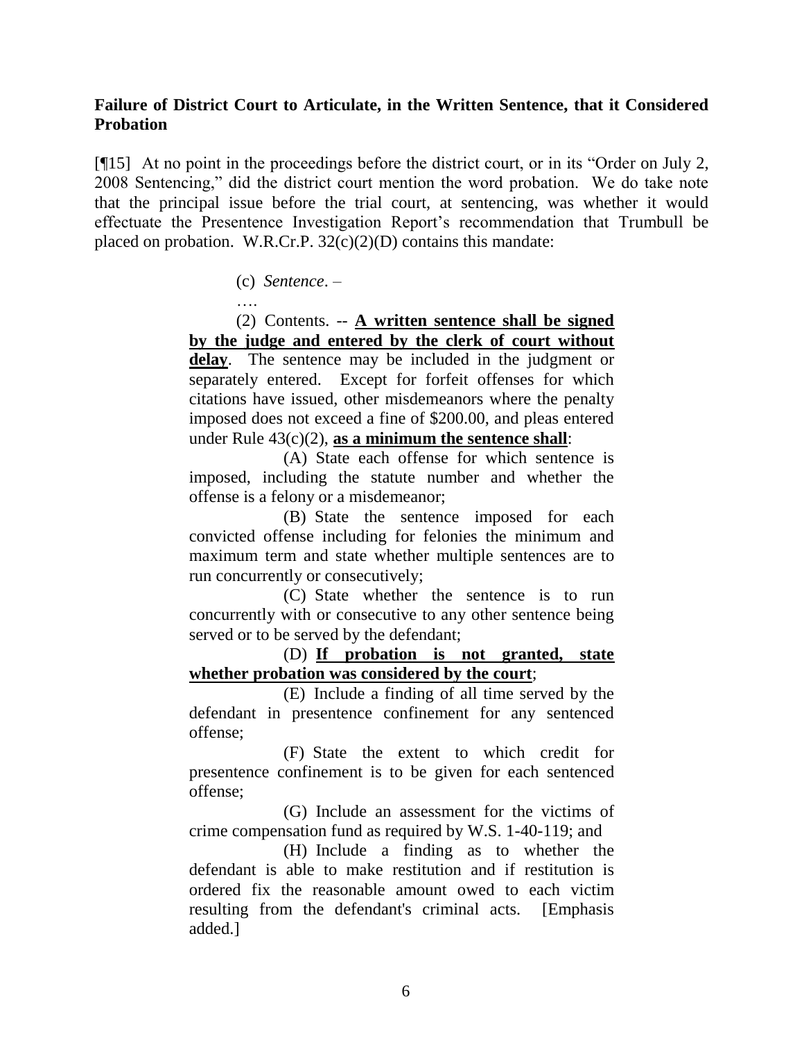**Failure of District Court to Articulate, in the Written Sentence, that it Considered Probation**

[¶15] At no point in the proceedings before the district court, or in its "Order on July 2, 2008 Sentencing," did the district court mention the word probation. We do take note that the principal issue before the trial court, at sentencing, was whether it would effectuate the Presentence Investigation Report's recommendation that Trumbull be placed on probation. W.R.Cr.P. 32(c)(2)(D) contains this mandate:

> (c) *Sentence*. –
>
> ….
>
> (2) Contents. -- **A written sentence shall be signed by the judge and entered by the clerk of court without delay**. The sentence may be included in the judgment or separately entered. Except for forfeit offenses for which citations have issued, other misdemeanors where the penalty imposed does not exceed a fine of $200.00, and pleas entered under Rule 43(c)(2), **as a minimum the sentence shall**:
>
> (A) State each offense for which sentence is imposed, including the statute number and whether the offense is a felony or a misdemeanor;
>
> (B) State the sentence imposed for each convicted offense including for felonies the minimum and maximum term and state whether multiple sentences are to run concurrently or consecutively;
>
> (C) State whether the sentence is to run concurrently with or consecutive to any other sentence being served or to be served by the defendant;
>
> (D) **If probation is not granted, state whether probation was considered by the court**;
>
> (E) Include a finding of all time served by the defendant in presentence confinement for any sentenced offense;
>
> (F) State the extent to which credit for presentence confinement is to be given for each sentenced offense;
>
> (G) Include an assessment for the victims of crime compensation fund as required by W.S. 1-40-119; and
>
> (H) Include a finding as to whether the defendant is able to make restitution and if restitution is ordered fix the reasonable amount owed to each victim resulting from the defendant's criminal acts. [Emphasis added.]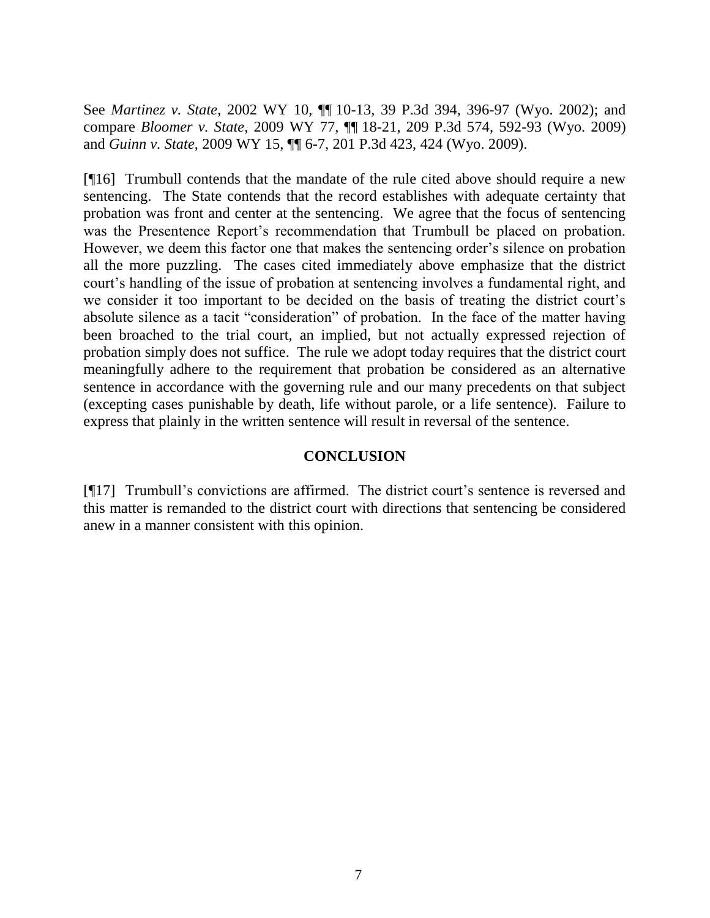See *Martinez v. State*, 2002 WY 10, ¶¶ 10-13, 39 P.3d 394, 396-97 (Wyo. 2002); and compare *Bloomer v. State*, 2009 WY 77, ¶¶ 18-21, 209 P.3d 574, 592-93 (Wyo. 2009) and *Guinn v. State*, 2009 WY 15, ¶¶ 6-7, 201 P.3d 423, 424 (Wyo. 2009).

[¶16] Trumbull contends that the mandate of the rule cited above should require a new sentencing. The State contends that the record establishes with adequate certainty that probation was front and center at the sentencing. We agree that the focus of sentencing was the Presentence Report's recommendation that Trumbull be placed on probation. However, we deem this factor one that makes the sentencing order's silence on probation all the more puzzling. The cases cited immediately above emphasize that the district court's handling of the issue of probation at sentencing involves a fundamental right, and we consider it too important to be decided on the basis of treating the district court's absolute silence as a tacit "consideration" of probation. In the face of the matter having been broached to the trial court, an implied, but not actually expressed rejection of probation simply does not suffice. The rule we adopt today requires that the district court meaningfully adhere to the requirement that probation be considered as an alternative sentence in accordance with the governing rule and our many precedents on that subject (excepting cases punishable by death, life without parole, or a life sentence). Failure to express that plainly in the written sentence will result in reversal of the sentence.

## CONCLUSION

[¶17] Trumbull's convictions are affirmed. The district court's sentence is reversed and this matter is remanded to the district court with directions that sentencing be considered anew in a manner consistent with this opinion.